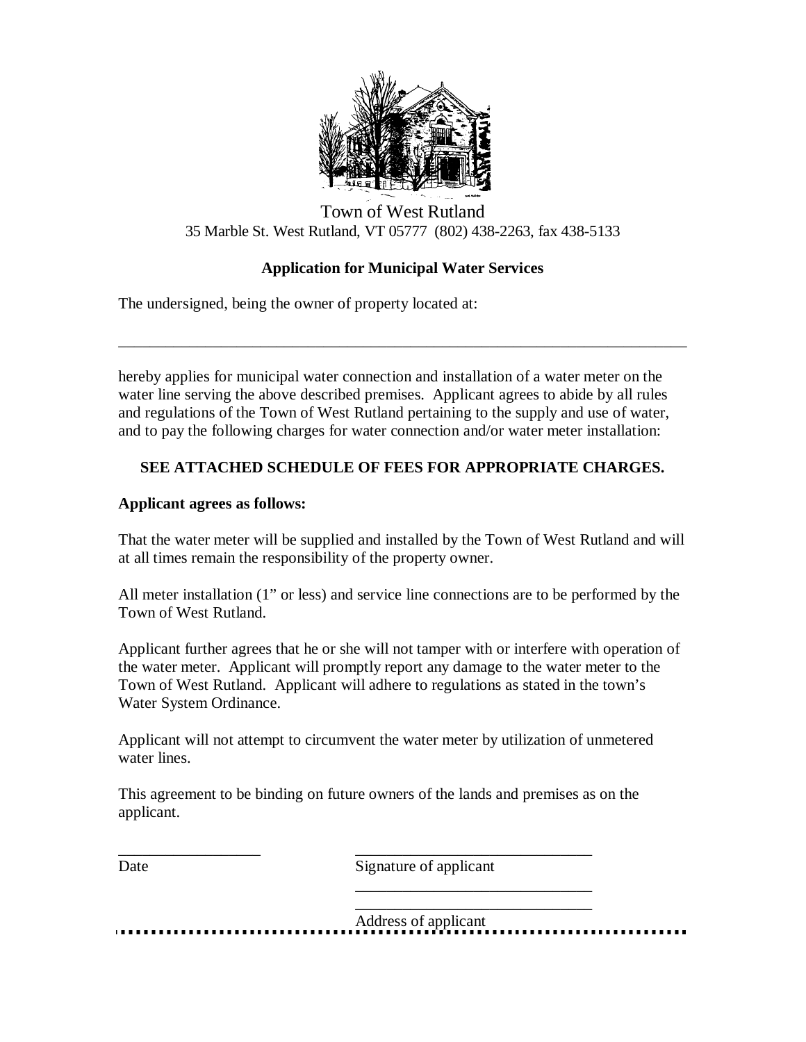Town of West Rutland
35 Marble St. West Rutland, VT 05777 (802) 438-2263, fax 438-5133

## Application for Municipal Water Services

The undersigned, being the owner of property located at:

_______________________________________________________________________________

hereby applies for municipal water connection and installation of a water meter on the water line serving the above described premises. Applicant agrees to abide by all rules and regulations of the Town of West Rutland pertaining to the supply and use of water, and to pay the following charges for water connection and/or water meter installation:

**SEE ATTACHED SCHEDULE OF FEES FOR APPROPRIATE CHARGES.**

**Applicant agrees as follows:**

That the water meter will be supplied and installed by the Town of West Rutland and will at all times remain the responsibility of the property owner.

All meter installation (1" or less) and service line connections are to be performed by the Town of West Rutland.

Applicant further agrees that he or she will not tamper with or interfere with operation of the water meter. Applicant will promptly report any damage to the water meter to the Town of West Rutland. Applicant will adhere to regulations as stated in the town's Water System Ordinance.

Applicant will not attempt to circumvent the water meter by utilization of unmetered water lines.

This agreement to be binding on future owners of the lands and premises as on the applicant.

__________________ &nbsp;&nbsp;&nbsp;&nbsp; ______________________________
Date &nbsp;&nbsp;&nbsp;&nbsp; Signature of applicant

______________________________
______________________________
Address of applicant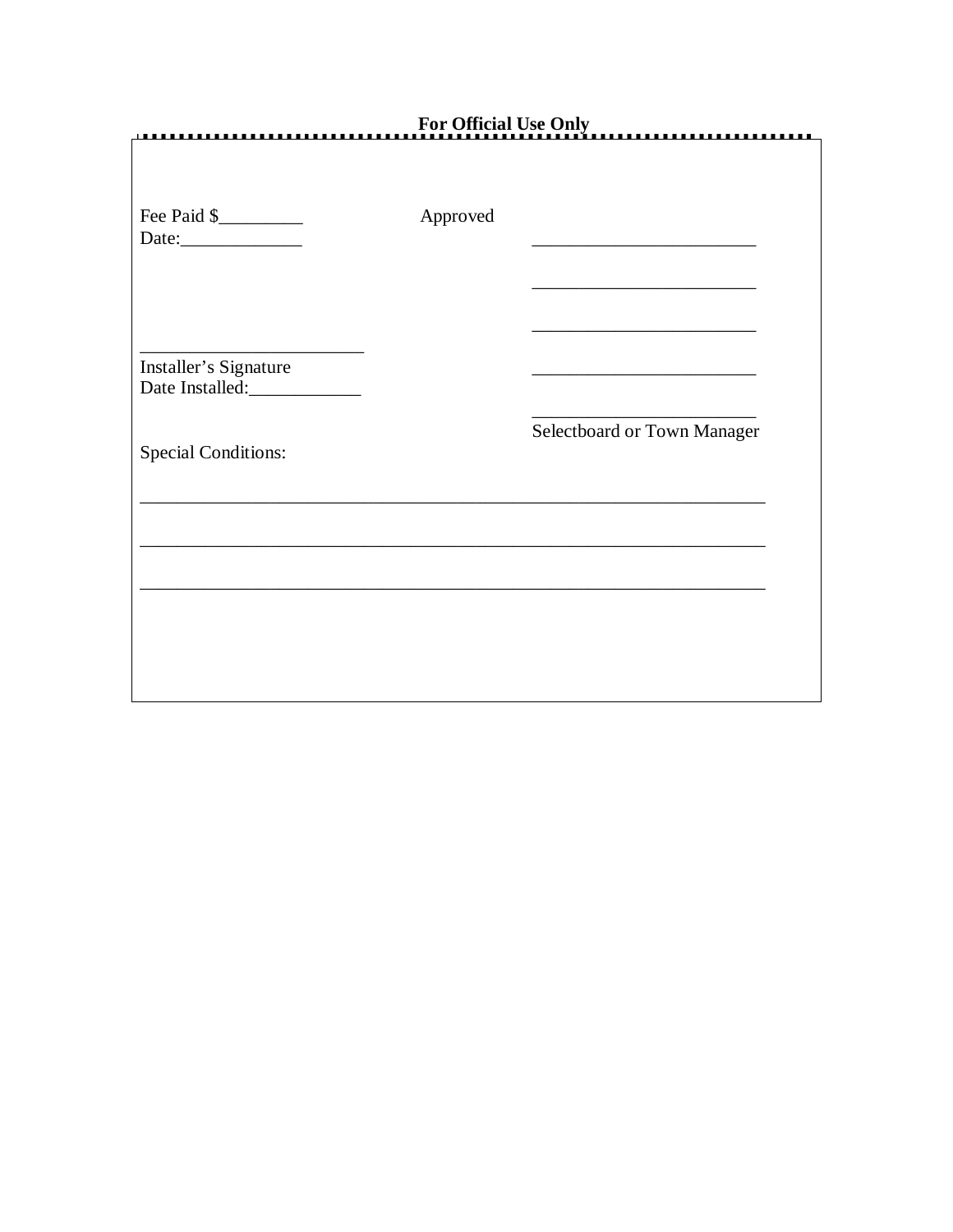**For Official Use Only**

Fee Paid $_________
Date:_____________

Approved

________________________

________________________

________________________

________________________

________________________
Selectboard or Town Manager

________________________
Installer's Signature
Date Installed:____________

Special Conditions:

____________________________________________________________________

____________________________________________________________________

____________________________________________________________________